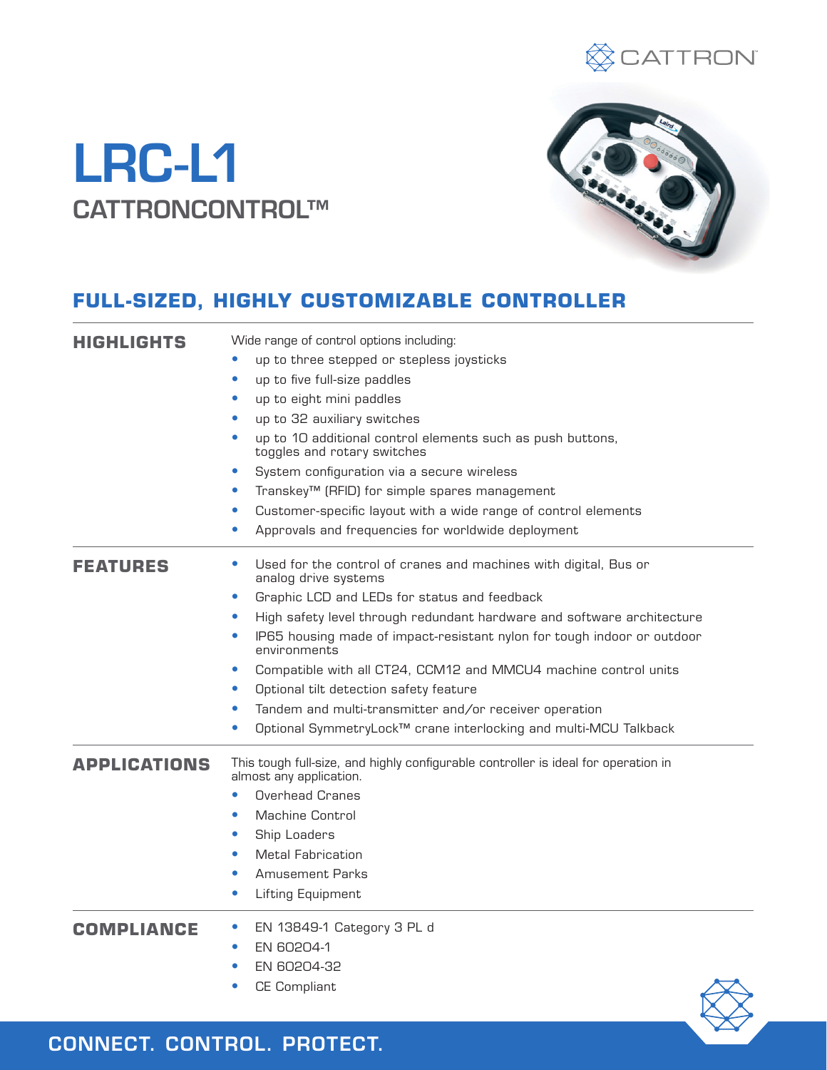# LRC-L1

## CATTRONCONTROL™

## FULL-SIZED, HIGHLY CUSTOMIZABLE CONTROLLER

### HIGHLIGHTS

Wide range of control options including:

- up to three stepped or stepless joysticks
- up to five full-size paddles
- up to eight mini paddles
- up to 32 auxiliary switches
- up to 10 additional control elements such as push buttons, toggles and rotary switches
- System configuration via a secure wireless
- Transkey™ (RFID) for simple spares management
- Customer-specific layout with a wide range of control elements
- Approvals and frequencies for worldwide deployment

### FEATURES

- Used for the control of cranes and machines with digital, Bus or analog drive systems
- Graphic LCD and LEDs for status and feedback
- High safety level through redundant hardware and software architecture
- IP65 housing made of impact-resistant nylon for tough indoor or outdoor environments
- Compatible with all CT24, CCM12 and MMCU4 machine control units
- Optional tilt detection safety feature
- Tandem and multi-transmitter and/or receiver operation
- Optional SymmetryLock™ crane interlocking and multi-MCU Talkback

### APPLICATIONS

This tough full-size, and highly configurable controller is ideal for operation in almost any application.

- Overhead Cranes
- Machine Control
- Ship Loaders
- Metal Fabrication
- Amusement Parks
- Lifting Equipment

### COMPLIANCE

- EN 13849-1 Category 3 PL d
- EN 60204-1
- EN 60204-32
- CE Compliant

CONNECT. CONTROL. PROTECT.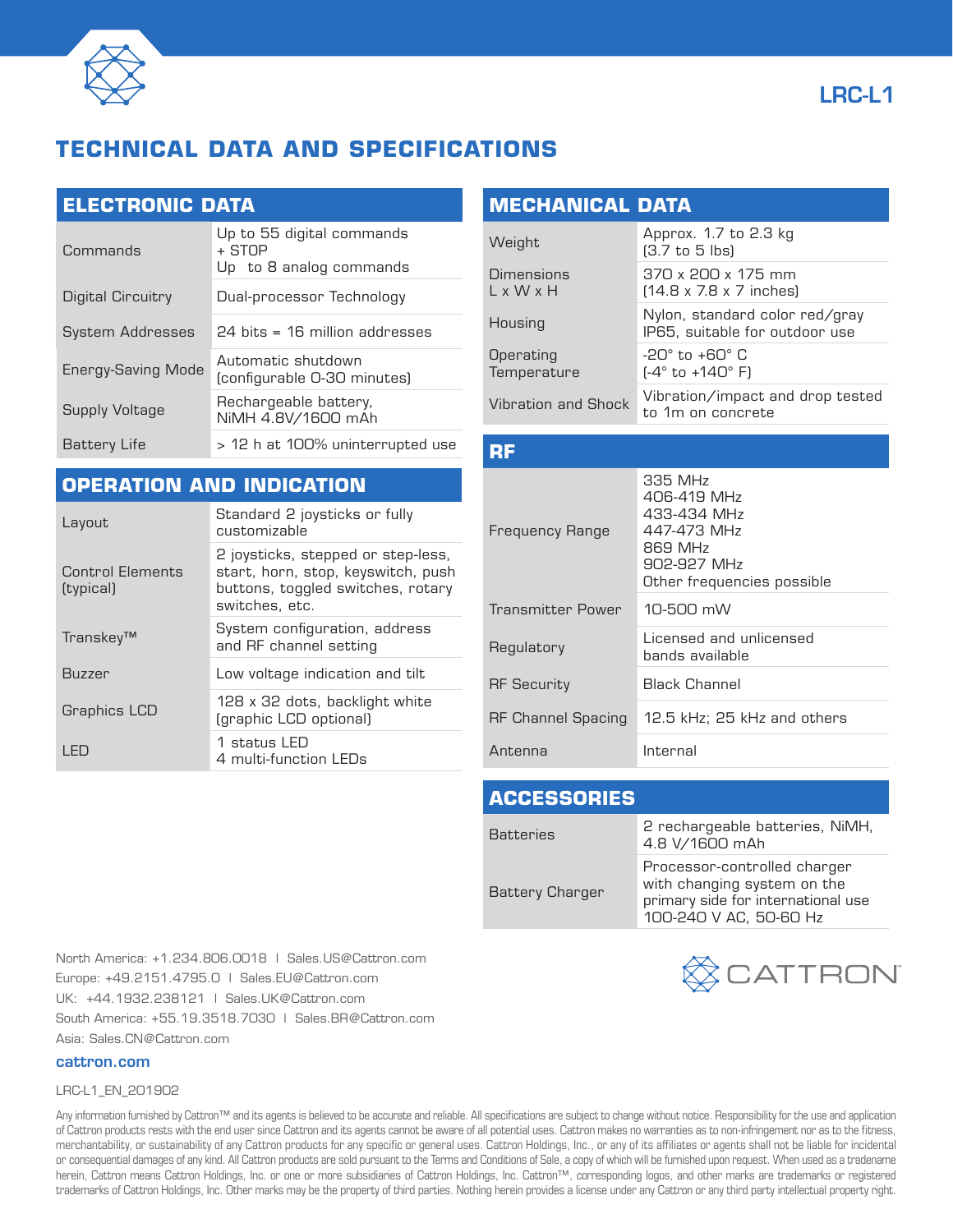LRC-L1

# TECHNICAL DATA AND SPECIFICATIONS

## ELECTRONIC DATA

| | |
|---|---|
| Commands | Up to 55 digital commands<br>+ STOP<br>Up to 8 analog commands |
| Digital Circuitry | Dual-processor Technology |
| System Addresses | 24 bits = 16 million addresses |
| Energy-Saving Mode | Automatic shutdown (configurable 0-30 minutes) |
| Supply Voltage | Rechargeable battery, NiMH 4.8V/1600 mAh |
| Battery Life | > 12 h at 100% uninterrupted use |

## OPERATION AND INDICATION

| | |
|---|---|
| Layout | Standard 2 joysticks or fully customizable |
| Control Elements (typical) | 2 joysticks, stepped or step-less, start, horn, stop, keyswitch, push buttons, toggled switches, rotary switches, etc. |
| Transkey™ | System configuration, address and RF channel setting |
| Buzzer | Low voltage indication and tilt |
| Graphics LCD | 128 x 32 dots, backlight white (graphic LCD optional) |
| LED | 1 status LED<br>4 multi-function LEDs |

## MECHANICAL DATA

| | |
|---|---|
| Weight | Approx. 1.7 to 2.3 kg (3.7 to 5 lbs) |
| Dimensions L x W x H | 370 x 200 x 175 mm (14.8 x 7.8 x 7 inches) |
| Housing | Nylon, standard color red/gray IP65, suitable for outdoor use |
| Operating Temperature | -20° to +60° C (-4° to +140° F) |
| Vibration and Shock | Vibration/impact and drop tested to 1m on concrete |

## RF

| | |
|---|---|
| Frequency Range | 335 MHz<br>406-419 MHz<br>433-434 MHz<br>447-473 MHz<br>869 MHz<br>902-927 MHz<br>Other frequencies possible |
| Transmitter Power | 10-500 mW |
| Regulatory | Licensed and unlicensed bands available |
| RF Security | Black Channel |
| RF Channel Spacing | 12.5 kHz; 25 kHz and others |
| Antenna | Internal |

## ACCESSORIES

| | |
|---|---|
| Batteries | 2 rechargeable batteries, NiMH, 4.8 V/1600 mAh |
| Battery Charger | Processor-controlled charger with changing system on the primary side for international use 100-240 V AC, 50-60 Hz |

North America: +1.234.806.0018 | Sales.US@Cattron.com
Europe: +49.2151.4795.0 | Sales.EU@Cattron.com
UK: +44.1932.238121 | Sales.UK@Cattron.com
South America: +55.19.3518.7030 | Sales.BR@Cattron.com
Asia: Sales.CN@Cattron.com

**cattron.com**

CATTRON™

LRC-L1_EN_201902

Any information furnished by Cattron™ and its agents is believed to be accurate and reliable. All specifications are subject to change without notice. Responsibility for the use and application of Cattron products rests with the end user since Cattron and its agents cannot be aware of all potential uses. Cattron makes no warranties as to non-infringement nor as to the fitness, merchantability, or sustainability of any Cattron products for any specific or general uses. Cattron Holdings, Inc., or any of its affiliates or agents shall not be liable for incidental or consequential damages of any kind. All Cattron products are sold pursuant to the Terms and Conditions of Sale, a copy of which will be furnished upon request. When used as a tradename herein, Cattron means Cattron Holdings, Inc. or one or more subsidiaries of Cattron Holdings, Inc. Cattron™, corresponding logos, and other marks are trademarks or registered trademarks of Cattron Holdings, Inc. Other marks may be the property of third parties. Nothing herein provides a license under any Cattron or any third party intellectual property right.